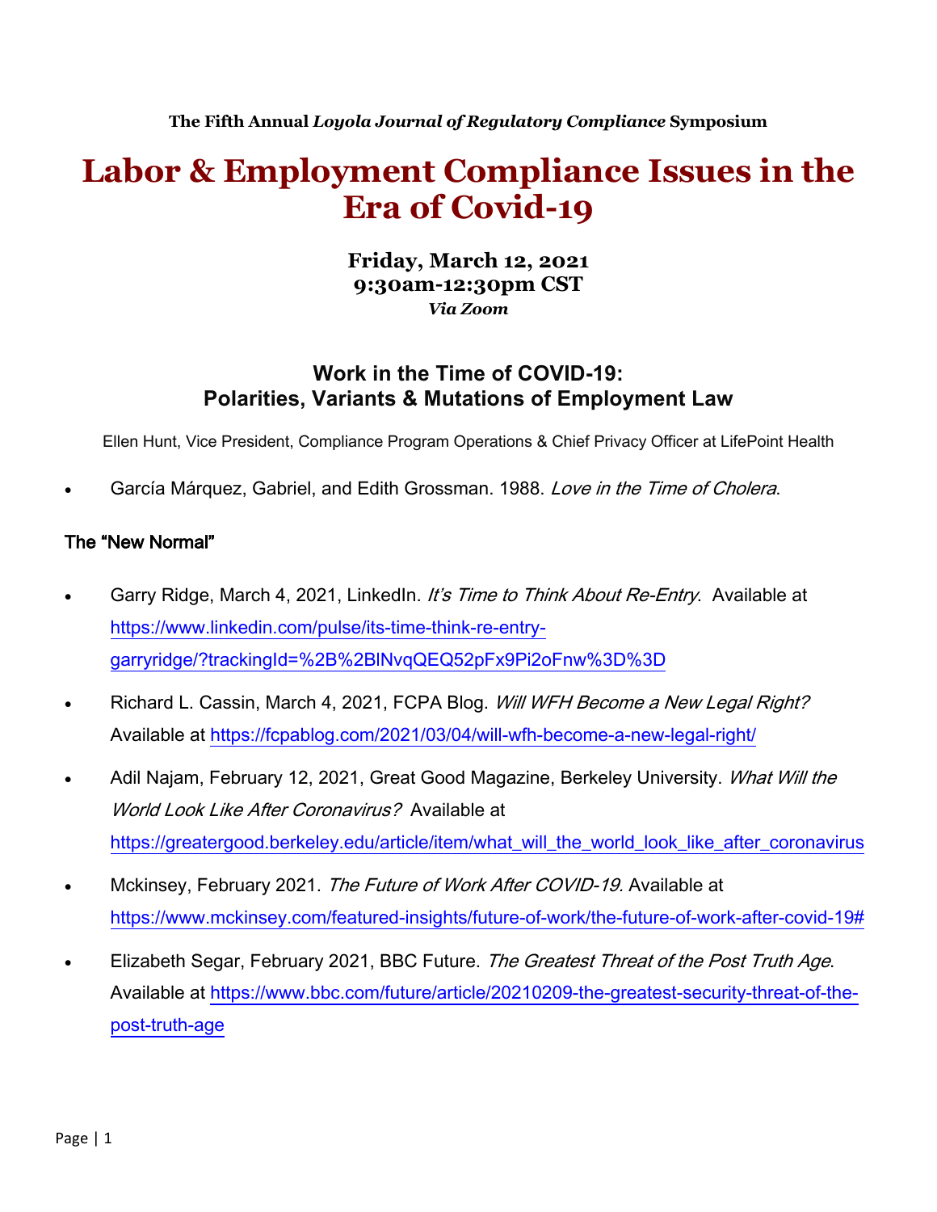**The Fifth Annual *Loyola Journal of Regulatory Compliance* Symposium**

# Labor & Employment Compliance Issues in the Era of Covid-19

**Friday, March 12, 2021**
**9:30am-12:30pm CST**
***Via Zoom***

## Work in the Time of COVID-19: Polarities, Variants & Mutations of Employment Law

Ellen Hunt, Vice President, Compliance Program Operations & Chief Privacy Officer at LifePoint Health

- García Márquez, Gabriel, and Edith Grossman. 1988. *Love in the Time of Cholera*.

### The "New Normal"

- Garry Ridge, March 4, 2021, LinkedIn. *It's Time to Think About Re-Entry*. Available at https://www.linkedin.com/pulse/its-time-think-re-entry-garryridge/?trackingId=%2B%2BlNvqQEQ52pFx9Pi2oFnw%3D%3D
- Richard L. Cassin, March 4, 2021, FCPA Blog. *Will WFH Become a New Legal Right?* Available at https://fcpablog.com/2021/03/04/will-wfh-become-a-new-legal-right/
- Adil Najam, February 12, 2021, Great Good Magazine, Berkeley University. *What Will the World Look Like After Coronavirus?* Available at https://greatergood.berkeley.edu/article/item/what_will_the_world_look_like_after_coronavirus
- Mckinsey, February 2021. *The Future of Work After COVID-19.* Available at https://www.mckinsey.com/featured-insights/future-of-work/the-future-of-work-after-covid-19#
- Elizabeth Segar, February 2021, BBC Future. *The Greatest Threat of the Post Truth Age*. Available at https://www.bbc.com/future/article/20210209-the-greatest-security-threat-of-the-post-truth-age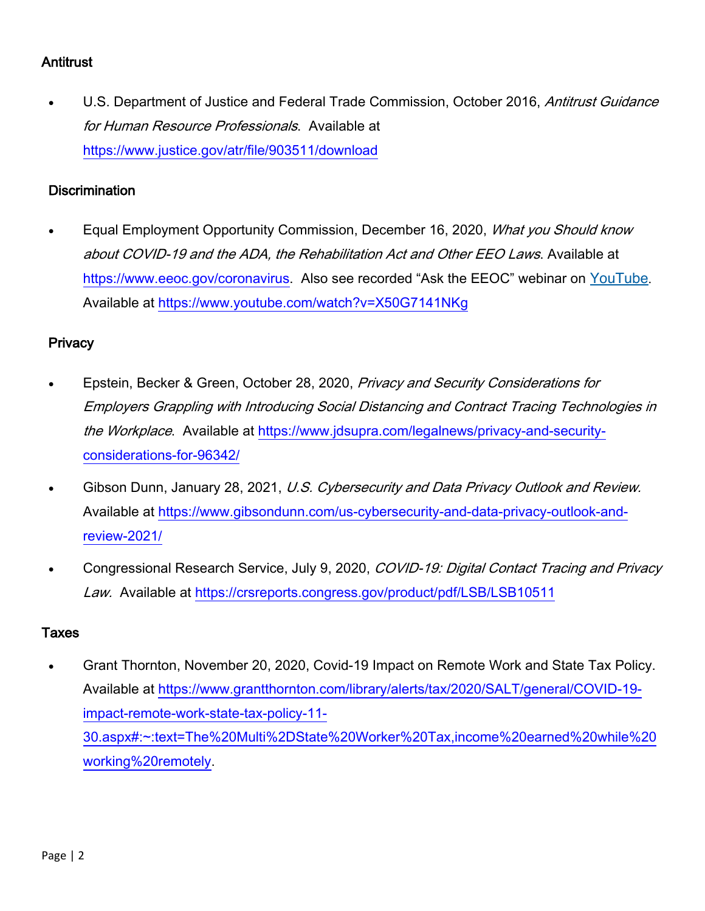### Antitrust

- U.S. Department of Justice and Federal Trade Commission, October 2016, *Antitrust Guidance for Human Resource Professionals*. Available at https://www.justice.gov/atr/file/903511/download

### Discrimination

- Equal Employment Opportunity Commission, December 16, 2020, *What you Should know about COVID-19 and the ADA, the Rehabilitation Act and Other EEO Laws*. Available at https://www.eeoc.gov/coronavirus. Also see recorded "Ask the EEOC" webinar on YouTube. Available at https://www.youtube.com/watch?v=X50G7141NKg

### Privacy

- Epstein, Becker & Green, October 28, 2020, *Privacy and Security Considerations for Employers Grappling with Introducing Social Distancing and Contract Tracing Technologies in the Workplace*. Available at https://www.jdsupra.com/legalnews/privacy-and-security-considerations-for-96342/
- Gibson Dunn, January 28, 2021, *U.S. Cybersecurity and Data Privacy Outlook and Review.* Available at https://www.gibsondunn.com/us-cybersecurity-and-data-privacy-outlook-and-review-2021/
- Congressional Research Service, July 9, 2020, *COVID-19: Digital Contact Tracing and Privacy Law.* Available at https://crsreports.congress.gov/product/pdf/LSB/LSB10511

### Taxes

- Grant Thornton, November 20, 2020, Covid-19 Impact on Remote Work and State Tax Policy. Available at https://www.grantthornton.com/library/alerts/tax/2020/SALT/general/COVID-19-impact-remote-work-state-tax-policy-11-30.aspx#:~:text=The%20Multi%2DState%20Worker%20Tax,income%20earned%20while%20working%20remotely.